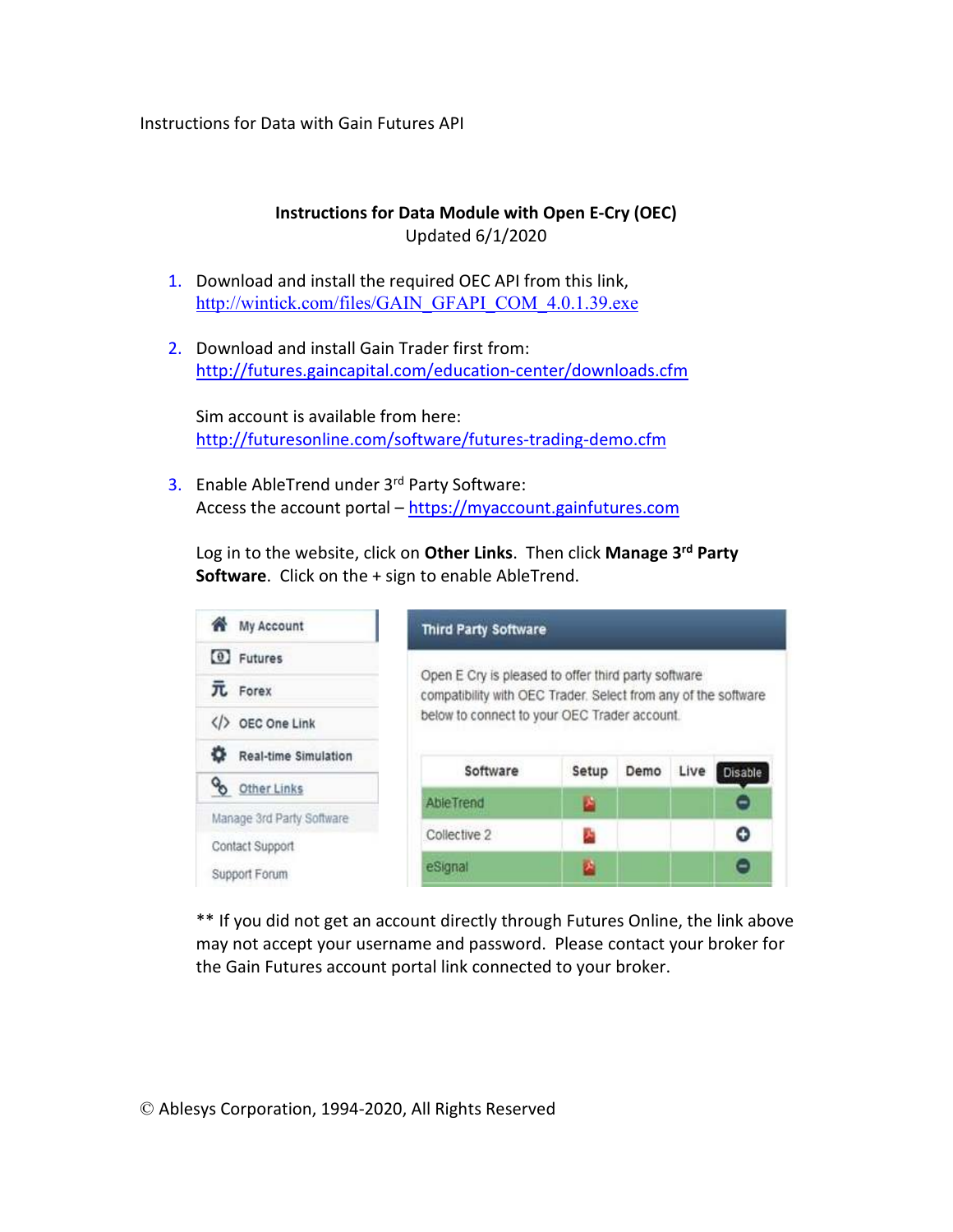Instructions for Data with Gain Futures API

**Instructions for Data Module with Open E-Cry (OEC)**
Updated 6/1/2020

1. Download and install the required OEC API from this link, http://wintick.com/files/GAIN_GFAPI_COM_4.0.1.39.exe

2. Download and install Gain Trader first from: http://futures.gaincapital.com/education-center/downloads.cfm

   Sim account is available from here: http://futuresonline.com/software/futures-trading-demo.cfm

3. Enable AbleTrend under 3rd Party Software:
   Access the account portal – https://myaccount.gainfutures.com

   Log in to the website, click on **Other Links**. Then click **Manage 3rd Party Software**. Click on the + sign to enable AbleTrend.

** If you did not get an account directly through Futures Online, the link above may not accept your username and password. Please contact your broker for the Gain Futures account portal link connected to your broker.

© Ablesys Corporation, 1994-2020, All Rights Reserved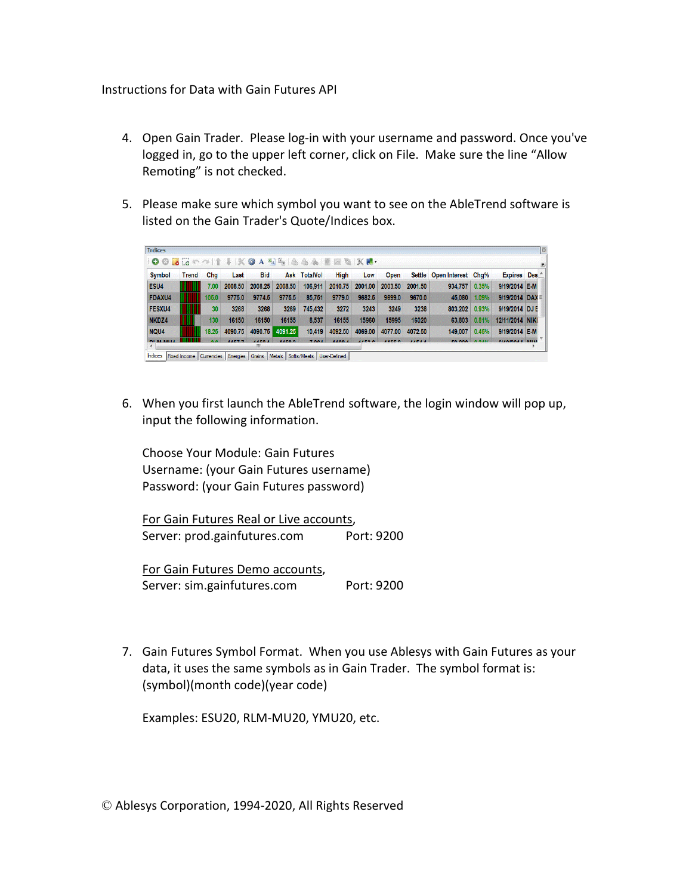Instructions for Data with Gain Futures API

4. Open Gain Trader. Please log-in with your username and password. Once you've logged in, go to the upper left corner, click on File. Make sure the line “Allow Remoting” is not checked.

5. Please make sure which symbol you want to see on the AbleTrend software is listed on the Gain Trader's Quote/Indices box.

6. When you first launch the AbleTrend software, the login window will pop up, input the following information.

   Choose Your Module: Gain Futures
   Username: (your Gain Futures username)
   Password: (your Gain Futures password)

   For Gain Futures Real or Live accounts,
   Server: prod.gainfutures.com Port: 9200

   For Gain Futures Demo accounts,
   Server: sim.gainfutures.com Port: 9200

7. Gain Futures Symbol Format. When you use Ablesys with Gain Futures as your data, it uses the same symbols as in Gain Trader. The symbol format is: (symbol)(month code)(year code)

   Examples: ESU20, RLM-MU20, YMU20, etc.

© Ablesys Corporation, 1994-2020, All Rights Reserved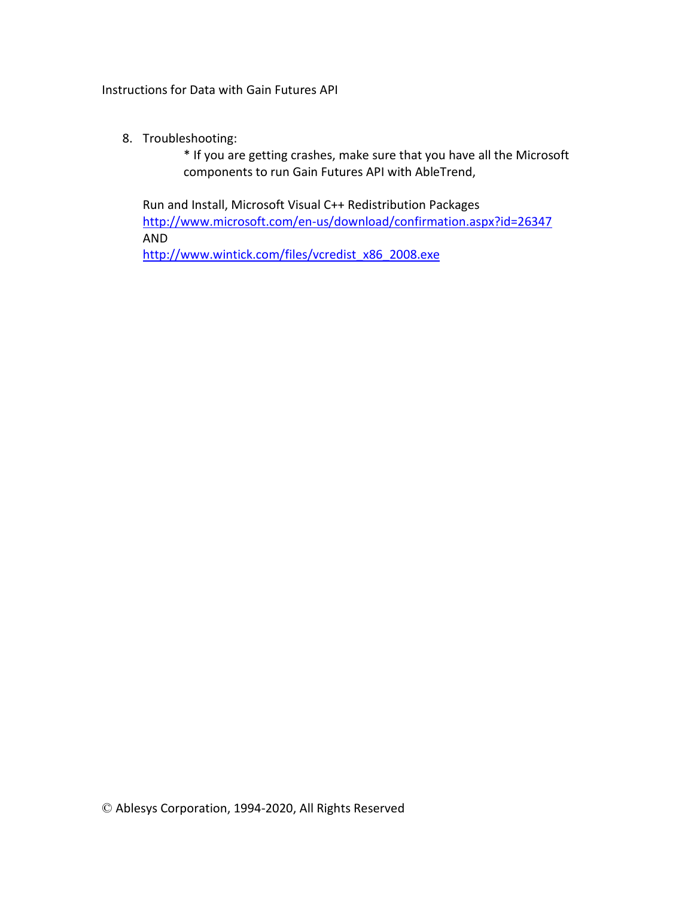8. Troubleshooting:

   * If you are getting crashes, make sure that you have all the Microsoft components to run Gain Futures API with AbleTrend,

   Run and Install, Microsoft Visual C++ Redistribution Packages
   http://www.microsoft.com/en-us/download/confirmation.aspx?id=26347
   AND
   http://www.wintick.com/files/vcredist_x86_2008.exe